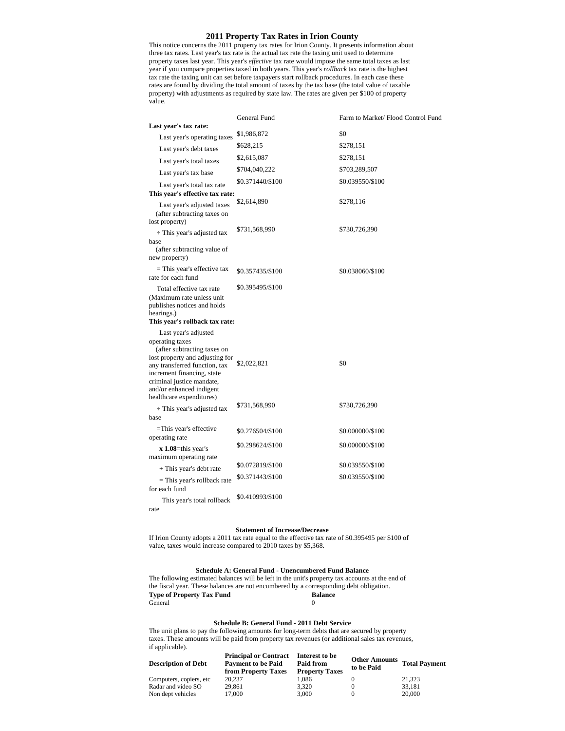# 2011 Property Tax Rates in Irion County

This notice concerns the 2011 property tax rates for Irion County. It presents information about three tax rates. Last year's tax rate is the actual tax rate the taxing unit used to determine property taxes last year. This year's *effective* tax rate would impose the same total taxes as last year if you compare properties taxed in both years. This year's *rollback* tax rate is the highest tax rate the taxing unit can set before taxpayers start rollback procedures. In each case these rates are found by dividing the total amount of taxes by the tax base (the total value of taxable property) with adjustments as required by state law. The rates are given per $100 of property value.

| | General Fund | Farm to Market/ Flood Control Fund |
|---|---|---|
| **Last year's tax rate:** | | |
| Last year's operating taxes | $1,986,872 | $0 |
| Last year's debt taxes | $628,215 | $278,151 |
| Last year's total taxes | $2,615,087 | $278,151 |
| Last year's tax base | $704,040,222 | $703,289,507 |
| Last year's total tax rate | $0.371440/$100 | $0.039550/$100 |
| **This year's effective tax rate:** | | |
| Last year's adjusted taxes (after subtracting taxes on lost property) | $2,614,890 | $278,116 |
| ÷ This year's adjusted tax base (after subtracting value of new property) | $731,568,990 | $730,726,390 |
| = This year's effective tax rate for each fund | $0.357435/$100 | $0.038060/$100 |
| Total effective tax rate (Maximum rate unless unit publishes notices and holds hearings.) | $0.395495/$100 | |
| **This year's rollback tax rate:** | | |
| Last year's adjusted operating taxes (after subtracting taxes on lost property and adjusting for any transferred function, tax increment financing, state criminal justice mandate, and/or enhanced indigent healthcare expenditures) | $2,022,821 | $0 |
| ÷ This year's adjusted tax base | $731,568,990 | $730,726,390 |
| =This year's effective operating rate | $0.276504/$100 | $0.000000/$100 |
| **x 1.08**=this year's maximum operating rate | $0.298624/$100 | $0.000000/$100 |
| + This year's debt rate | $0.072819/$100 | $0.039550/$100 |
| = This year's rollback rate for each fund | $0.371443/$100 | $0.039550/$100 |
| This year's total rollback rate | $0.410993/$100 | |

### Statement of Increase/Decrease

If Irion County adopts a 2011 tax rate equal to the effective tax rate of $0.395495 per $100 of value, taxes would increase compared to 2010 taxes by $5,368.

### Schedule A: General Fund - Unencumbered Fund Balance

The following estimated balances will be left in the unit's property tax accounts at the end of the fiscal year. These balances are not encumbered by a corresponding debt obligation.

| Type of Property Tax Fund | Balance |
|---|---|
| General | 0 |

### Schedule B: General Fund - 2011 Debt Service

The unit plans to pay the following amounts for long-term debts that are secured by property taxes. These amounts will be paid from property tax revenues (or additional sales tax revenues, if applicable).

| Description of Debt | Principal or Contract Payment to be Paid from Property Taxes | Interest to be Paid from Property Taxes | Other Amounts to be Paid | Total Payment |
|---|---|---|---|---|
| Computers, copiers, etc | 20,237 | 1,086 | 0 | 21,323 |
| Radar and video SO | 29,861 | 3,320 | 0 | 33,181 |
| Non dept vehicles | 17,000 | 3,000 | 0 | 20,000 |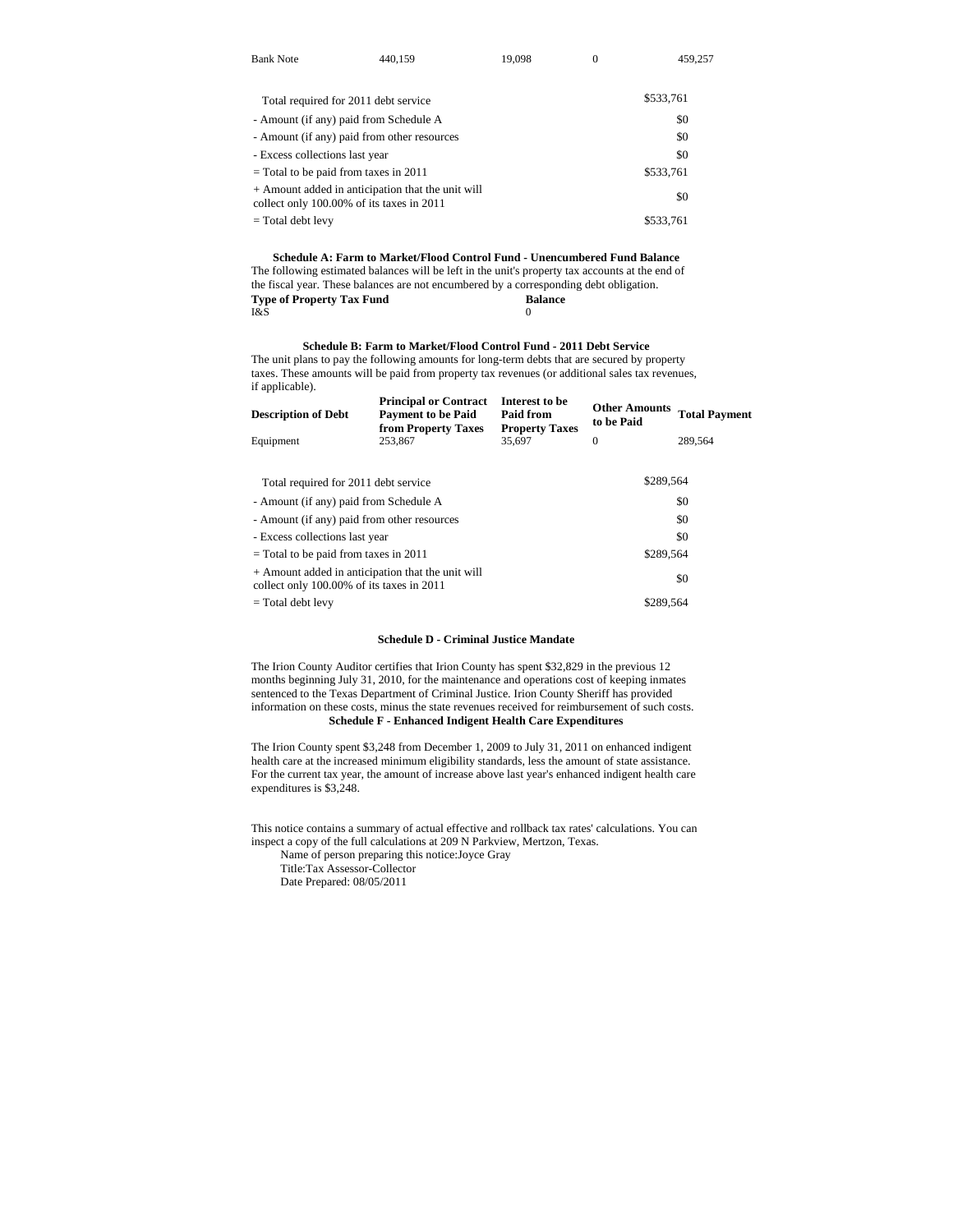| | | | | |
|---|---|---|---|---|
| Bank Note | 440,159 | 19,098 | 0 | 459,257 |

| | |
|---|---|
| Total required for 2011 debt service | $533,761 |
| - Amount (if any) paid from Schedule A | $0 |
| - Amount (if any) paid from other resources | $0 |
| - Excess collections last year | $0 |
| = Total to be paid from taxes in 2011 | $533,761 |
| + Amount added in anticipation that the unit will collect only 100.00% of its taxes in 2011 | $0 |
| = Total debt levy | $533,761 |

**Schedule A: Farm to Market/Flood Control Fund - Unencumbered Fund Balance**

The following estimated balances will be left in the unit's property tax accounts at the end of the fiscal year. These balances are not encumbered by a corresponding debt obligation.

| Type of Property Tax Fund | Balance |
|---|---|
| I&S | 0 |

**Schedule B: Farm to Market/Flood Control Fund - 2011 Debt Service**

The unit plans to pay the following amounts for long-term debts that are secured by property taxes. These amounts will be paid from property tax revenues (or additional sales tax revenues, if applicable).

| Description of Debt | Principal or Contract Payment to be Paid from Property Taxes | Interest to be Paid from Property Taxes | Other Amounts to be Paid | Total Payment |
|---|---|---|---|---|
| Equipment | 253,867 | 35,697 | 0 | 289,564 |

| | |
|---|---|
| Total required for 2011 debt service | $289,564 |
| - Amount (if any) paid from Schedule A | $0 |
| - Amount (if any) paid from other resources | $0 |
| - Excess collections last year | $0 |
| = Total to be paid from taxes in 2011 | $289,564 |
| + Amount added in anticipation that the unit will collect only 100.00% of its taxes in 2011 | $0 |
| = Total debt levy | $289,564 |

**Schedule D - Criminal Justice Mandate**

The Irion County Auditor certifies that Irion County has spent $32,829 in the previous 12 months beginning July 31, 2010, for the maintenance and operations cost of keeping inmates sentenced to the Texas Department of Criminal Justice. Irion County Sheriff has provided information on these costs, minus the state revenues received for reimbursement of such costs.

**Schedule F - Enhanced Indigent Health Care Expenditures**

The Irion County spent $3,248 from December 1, 2009 to July 31, 2011 on enhanced indigent health care at the increased minimum eligibility standards, less the amount of state assistance. For the current tax year, the amount of increase above last year's enhanced indigent health care expenditures is $3,248.

This notice contains a summary of actual effective and rollback tax rates' calculations. You can inspect a copy of the full calculations at 209 N Parkview, Mertzon, Texas.

Name of person preparing this notice:Joyce Gray

Title:Tax Assessor-Collector

Date Prepared: 08/05/2011